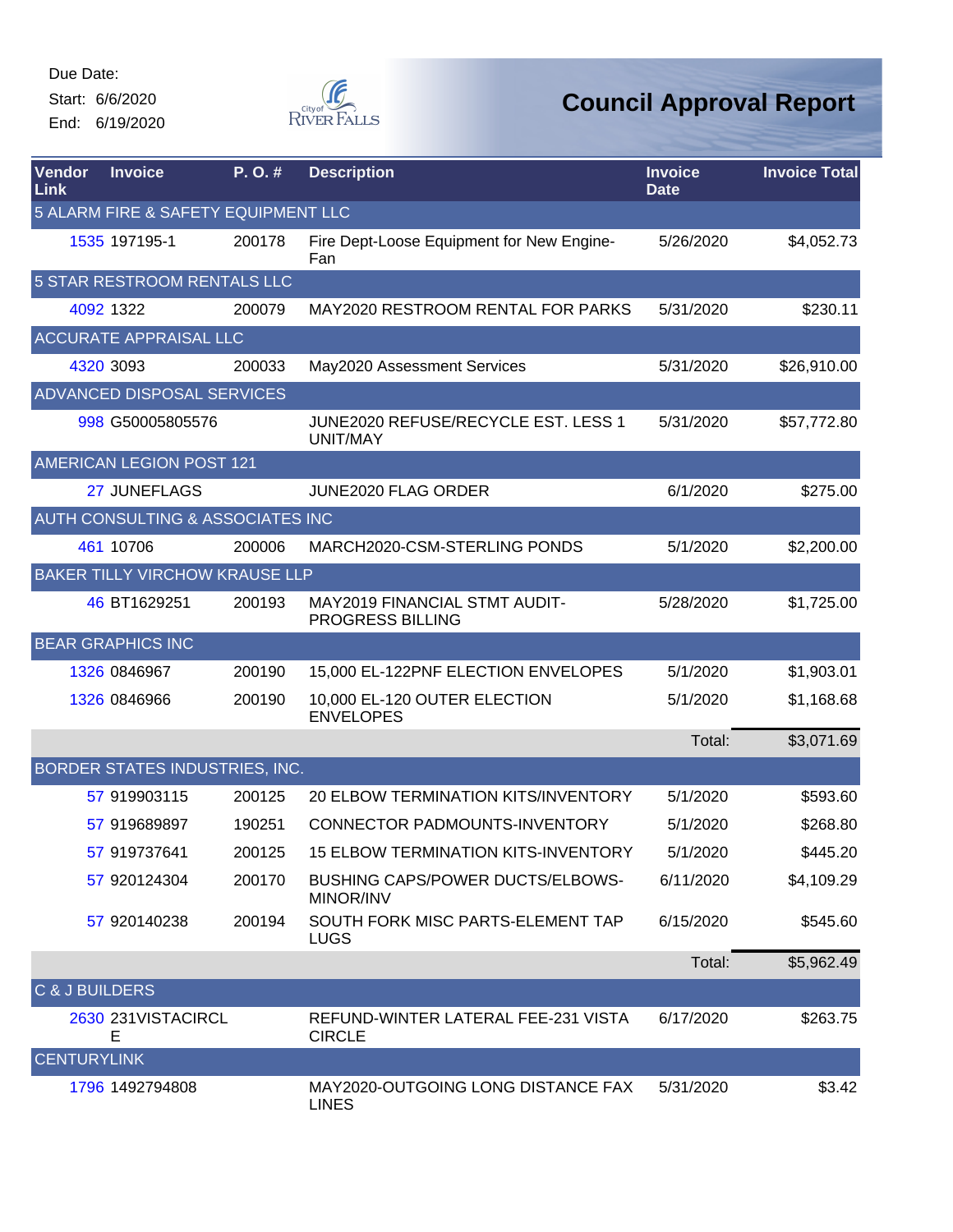Due Date:

Start: 6/6/2020

End: 6/19/2020

# Council Approval Report

| Vendor Link | Invoice | P. O. # | Description | Invoice Date | Invoice Total |
|---|---|---|---|---|---|
| 5 ALARM FIRE & SAFETY EQUIPMENT LLC | | | | | |
| 1535 | 197195-1 | 200178 | Fire Dept-Loose Equipment for New Engine-Fan | 5/26/2020 | $4,052.73 |
| 5 STAR RESTROOM RENTALS LLC | | | | | |
| 4092 | 1322 | 200079 | MAY2020 RESTROOM RENTAL FOR PARKS | 5/31/2020 | $230.11 |
| ACCURATE APPRAISAL LLC | | | | | |
| 4320 | 3093 | 200033 | May2020 Assessment Services | 5/31/2020 | $26,910.00 |
| ADVANCED DISPOSAL SERVICES | | | | | |
| 998 | G50005805576 | | JUNE2020 REFUSE/RECYCLE EST. LESS 1 UNIT/MAY | 5/31/2020 | $57,772.80 |
| AMERICAN LEGION POST 121 | | | | | |
| 27 | JUNEFLAGS | | JUNE2020 FLAG ORDER | 6/1/2020 | $275.00 |
| AUTH CONSULTING & ASSOCIATES INC | | | | | |
| 461 | 10706 | 200006 | MARCH2020-CSM-STERLING PONDS | 5/1/2020 | $2,200.00 |
| BAKER TILLY VIRCHOW KRAUSE LLP | | | | | |
| 46 | BT1629251 | 200193 | MAY2019 FINANCIAL STMT AUDIT-PROGRESS BILLING | 5/28/2020 | $1,725.00 |
| BEAR GRAPHICS INC | | | | | |
| 1326 | 0846967 | 200190 | 15,000 EL-122PNF ELECTION ENVELOPES | 5/1/2020 | $1,903.01 |
| 1326 | 0846966 | 200190 | 10,000 EL-120 OUTER ELECTION ENVELOPES | 5/1/2020 | $1,168.68 |
| | | | | Total: | $3,071.69 |
| BORDER STATES INDUSTRIES, INC. | | | | | |
| 57 | 919903115 | 200125 | 20 ELBOW TERMINATION KITS/INVENTORY | 5/1/2020 | $593.60 |
| 57 | 919689897 | 190251 | CONNECTOR PADMOUNTS-INVENTORY | 5/1/2020 | $268.80 |
| 57 | 919737641 | 200125 | 15 ELBOW TERMINATION KITS-INVENTORY | 5/1/2020 | $445.20 |
| 57 | 920124304 | 200170 | BUSHING CAPS/POWER DUCTS/ELBOWS-MINOR/INV | 6/11/2020 | $4,109.29 |
| 57 | 920140238 | 200194 | SOUTH FORK MISC PARTS-ELEMENT TAP LUGS | 6/15/2020 | $545.60 |
| | | | | Total: | $5,962.49 |
| C & J BUILDERS | | | | | |
| 2630 | 231VISTACIRCLE | | REFUND-WINTER LATERAL FEE-231 VISTA CIRCLE | 6/17/2020 | $263.75 |
| CENTURYLINK | | | | | |
| 1796 | 1492794808 | | MAY2020-OUTGOING LONG DISTANCE FAX LINES | 5/31/2020 | $3.42 |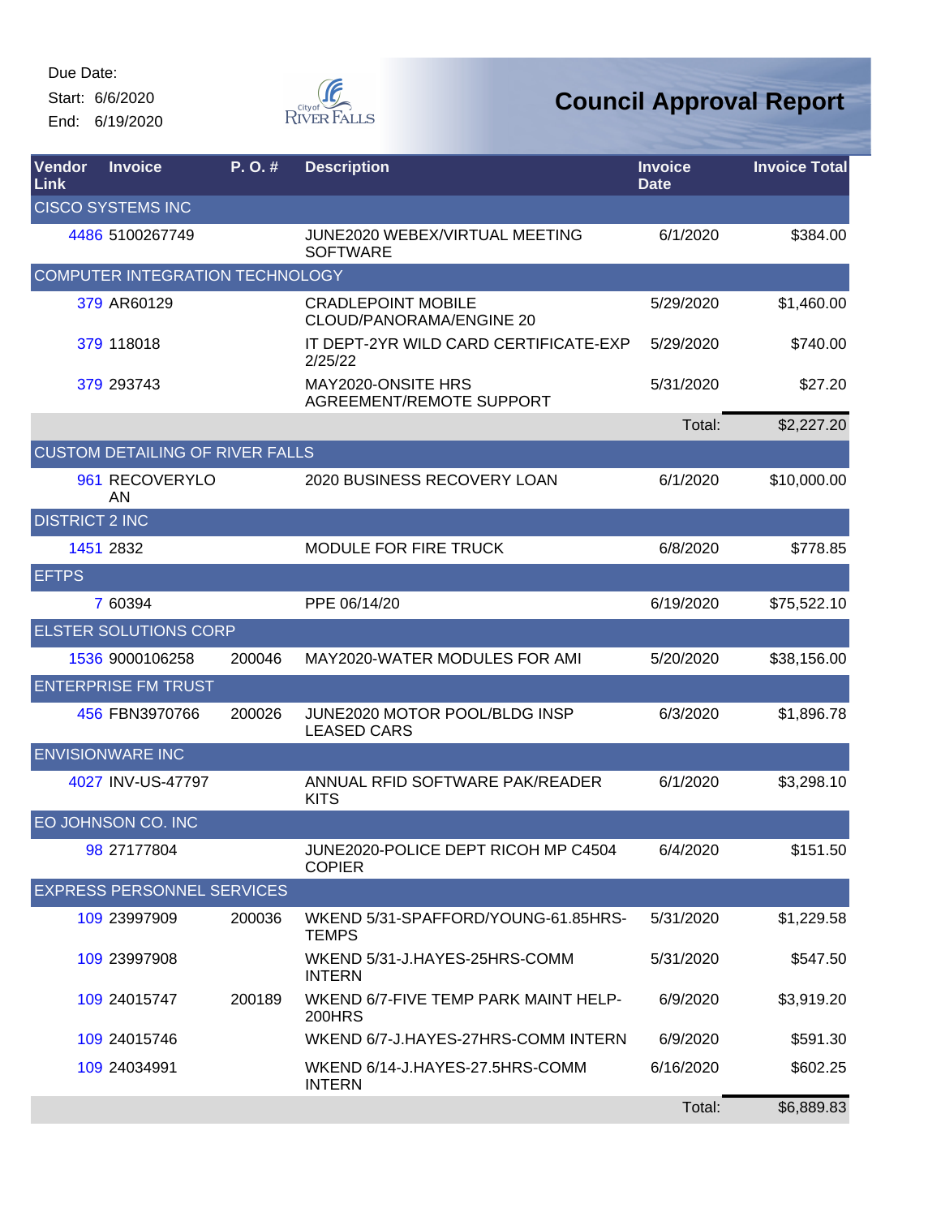Due Date:

Start: 6/6/2020

End: 6/19/2020

City of River Falls

# Council Approval Report

| Vendor Link | Invoice | P. O. # | Description | Invoice Date | Invoice Total |
|---|---|---|---|---|---|
| CISCO SYSTEMS INC | | | | | |
| 4486 | 5100267749 | | JUNE2020 WEBEX/VIRTUAL MEETING SOFTWARE | 6/1/2020 | $384.00 |
| COMPUTER INTEGRATION TECHNOLOGY | | | | | |
| 379 | AR60129 | | CRADLEPOINT MOBILE CLOUD/PANORAMA/ENGINE 20 | 5/29/2020 | $1,460.00 |
| 379 | 118018 | | IT DEPT-2YR WILD CARD CERTIFICATE-EXP 2/25/22 | 5/29/2020 | $740.00 |
| 379 | 293743 | | MAY2020-ONSITE HRS AGREEMENT/REMOTE SUPPORT | 5/31/2020 | $27.20 |
| | | | | Total: | $2,227.20 |
| CUSTOM DETAILING OF RIVER FALLS | | | | | |
| 961 | RECOVERYLOAN | | 2020 BUSINESS RECOVERY LOAN | 6/1/2020 | $10,000.00 |
| DISTRICT 2 INC | | | | | |
| 1451 | 2832 | | MODULE FOR FIRE TRUCK | 6/8/2020 | $778.85 |
| EFTPS | | | | | |
| 7 | 60394 | | PPE 06/14/20 | 6/19/2020 | $75,522.10 |
| ELSTER SOLUTIONS CORP | | | | | |
| 1536 | 9000106258 | 200046 | MAY2020-WATER MODULES FOR AMI | 5/20/2020 | $38,156.00 |
| ENTERPRISE FM TRUST | | | | | |
| 456 | FBN3970766 | 200026 | JUNE2020 MOTOR POOL/BLDG INSP LEASED CARS | 6/3/2020 | $1,896.78 |
| ENVISIONWARE INC | | | | | |
| 4027 | INV-US-47797 | | ANNUAL RFID SOFTWARE PAK/READER KITS | 6/1/2020 | $3,298.10 |
| EO JOHNSON CO. INC | | | | | |
| 98 | 27177804 | | JUNE2020-POLICE DEPT RICOH MP C4504 COPIER | 6/4/2020 | $151.50 |
| EXPRESS PERSONNEL SERVICES | | | | | |
| 109 | 23997909 | 200036 | WKEND 5/31-SPAFFORD/YOUNG-61.85HRS-TEMPS | 5/31/2020 | $1,229.58 |
| 109 | 23997908 | | WKEND 5/31-J.HAYES-25HRS-COMM INTERN | 5/31/2020 | $547.50 |
| 109 | 24015747 | 200189 | WKEND 6/7-FIVE TEMP PARK MAINT HELP-200HRS | 6/9/2020 | $3,919.20 |
| 109 | 24015746 | | WKEND 6/7-J.HAYES-27HRS-COMM INTERN | 6/9/2020 | $591.30 |
| 109 | 24034991 | | WKEND 6/14-J.HAYES-27.5HRS-COMM INTERN | 6/16/2020 | $602.25 |
| | | | | Total: | $6,889.83 |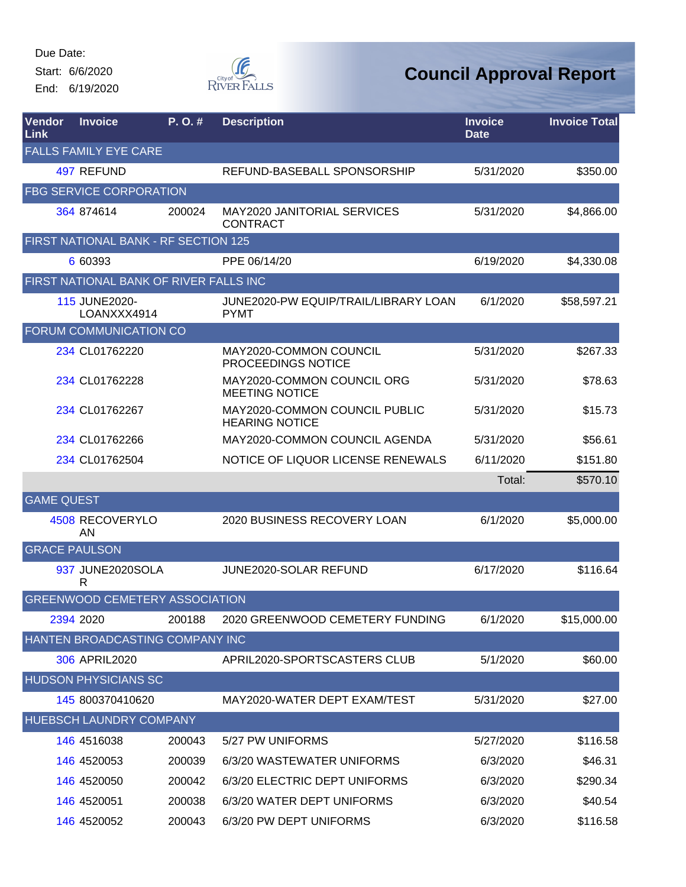Due Date:
Start: 6/6/2020
End: 6/19/2020

# Council Approval Report

| Vendor Link | Invoice | P. O. # | Description | Invoice Date | Invoice Total |
|---|---|---|---|---|---|
| FALLS FAMILY EYE CARE | | | | | |
| 497 | REFUND | | REFUND-BASEBALL SPONSORSHIP | 5/31/2020 | $350.00 |
| FBG SERVICE CORPORATION | | | | | |
| 364 | 874614 | 200024 | MAY2020 JANITORIAL SERVICES CONTRACT | 5/31/2020 | $4,866.00 |
| FIRST NATIONAL BANK - RF SECTION 125 | | | | | |
| 6 | 60393 | | PPE 06/14/20 | 6/19/2020 | $4,330.08 |
| FIRST NATIONAL BANK OF RIVER FALLS INC | | | | | |
| 115 | JUNE2020-LOANXXX4914 | | JUNE2020-PW EQUIP/TRAIL/LIBRARY LOAN PYMT | 6/1/2020 | $58,597.21 |
| FORUM COMMUNICATION CO | | | | | |
| 234 | CL01762220 | | MAY2020-COMMON COUNCIL PROCEEDINGS NOTICE | 5/31/2020 | $267.33 |
| 234 | CL01762228 | | MAY2020-COMMON COUNCIL ORG MEETING NOTICE | 5/31/2020 | $78.63 |
| 234 | CL01762267 | | MAY2020-COMMON COUNCIL PUBLIC HEARING NOTICE | 5/31/2020 | $15.73 |
| 234 | CL01762266 | | MAY2020-COMMON COUNCIL AGENDA | 5/31/2020 | $56.61 |
| 234 | CL01762504 | | NOTICE OF LIQUOR LICENSE RENEWALS | 6/11/2020 | $151.80 |
| | | | | Total: | $570.10 |
| GAME QUEST | | | | | |
| 4508 | RECOVERYLOAN | | 2020 BUSINESS RECOVERY LOAN | 6/1/2020 | $5,000.00 |
| GRACE PAULSON | | | | | |
| 937 | JUNE2020SOLAR | | JUNE2020-SOLAR REFUND | 6/17/2020 | $116.64 |
| GREENWOOD CEMETERY ASSOCIATION | | | | | |
| 2394 | 2020 | 200188 | 2020 GREENWOOD CEMETERY FUNDING | 6/1/2020 | $15,000.00 |
| HANTEN BROADCASTING COMPANY INC | | | | | |
| 306 | APRIL2020 | | APRIL2020-SPORTSCASTERS CLUB | 5/1/2020 | $60.00 |
| HUDSON PHYSICIANS SC | | | | | |
| 145 | 800370410620 | | MAY2020-WATER DEPT EXAM/TEST | 5/31/2020 | $27.00 |
| HUEBSCH LAUNDRY COMPANY | | | | | |
| 146 | 4516038 | 200043 | 5/27 PW UNIFORMS | 5/27/2020 | $116.58 |
| 146 | 4520053 | 200039 | 6/3/20 WASTEWATER UNIFORMS | 6/3/2020 | $46.31 |
| 146 | 4520050 | 200042 | 6/3/20 ELECTRIC DEPT UNIFORMS | 6/3/2020 | $290.34 |
| 146 | 4520051 | 200038 | 6/3/20 WATER DEPT UNIFORMS | 6/3/2020 | $40.54 |
| 146 | 4520052 | 200043 | 6/3/20 PW DEPT UNIFORMS | 6/3/2020 | $116.58 |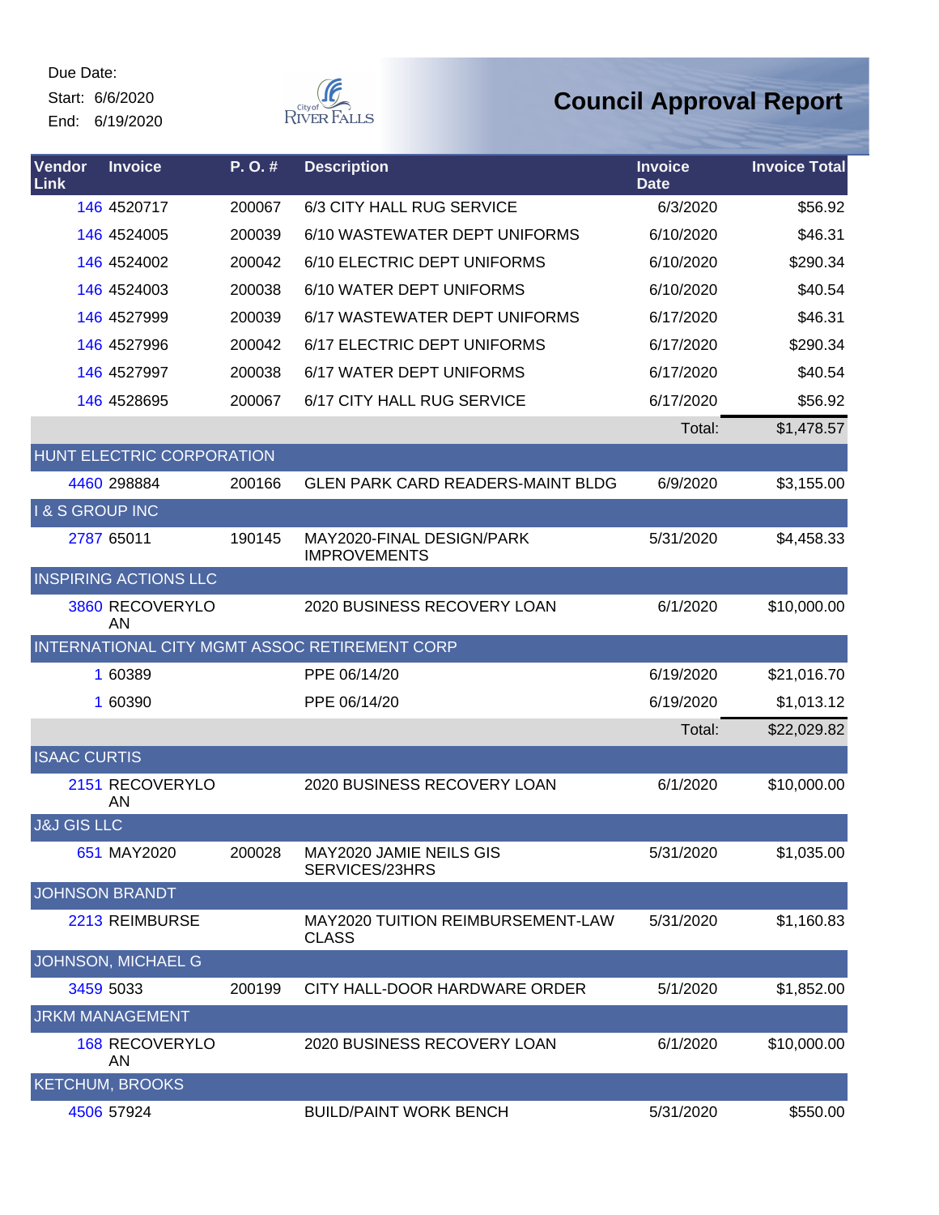Due Date:
Start: 6/6/2020
End: 6/19/2020

City of River Falls

# Council Approval Report

| Vendor Link | Invoice | P. O. # | Description | Invoice Date | Invoice Total |
|---|---|---|---|---|---|
| 146 | 4520717 | 200067 | 6/3 CITY HALL RUG SERVICE | 6/3/2020 | $56.92 |
| 146 | 4524005 | 200039 | 6/10 WASTEWATER DEPT UNIFORMS | 6/10/2020 | $46.31 |
| 146 | 4524002 | 200042 | 6/10 ELECTRIC DEPT UNIFORMS | 6/10/2020 | $290.34 |
| 146 | 4524003 | 200038 | 6/10 WATER DEPT UNIFORMS | 6/10/2020 | $40.54 |
| 146 | 4527999 | 200039 | 6/17 WASTEWATER DEPT UNIFORMS | 6/17/2020 | $46.31 |
| 146 | 4527996 | 200042 | 6/17 ELECTRIC DEPT UNIFORMS | 6/17/2020 | $290.34 |
| 146 | 4527997 | 200038 | 6/17 WATER DEPT UNIFORMS | 6/17/2020 | $40.54 |
| 146 | 4528695 | 200067 | 6/17 CITY HALL RUG SERVICE | 6/17/2020 | $56.92 |
| | | | | Total: | $1,478.57 |
| HUNT ELECTRIC CORPORATION | | | | | |
| 4460 | 298884 | 200166 | GLEN PARK CARD READERS-MAINT BLDG | 6/9/2020 | $3,155.00 |
| I & S GROUP INC | | | | | |
| 2787 | 65011 | 190145 | MAY2020-FINAL DESIGN/PARK IMPROVEMENTS | 5/31/2020 | $4,458.33 |
| INSPIRING ACTIONS LLC | | | | | |
| 3860 | RECOVERYLOAN | | 2020 BUSINESS RECOVERY LOAN | 6/1/2020 | $10,000.00 |
| INTERNATIONAL CITY MGMT ASSOC RETIREMENT CORP | | | | | |
| 1 | 60389 | | PPE 06/14/20 | 6/19/2020 | $21,016.70 |
| 1 | 60390 | | PPE 06/14/20 | 6/19/2020 | $1,013.12 |
| | | | | Total: | $22,029.82 |
| ISAAC CURTIS | | | | | |
| 2151 | RECOVERYLOAN | | 2020 BUSINESS RECOVERY LOAN | 6/1/2020 | $10,000.00 |
| J&J GIS LLC | | | | | |
| 651 | MAY2020 | 200028 | MAY2020 JAMIE NEILS GIS SERVICES/23HRS | 5/31/2020 | $1,035.00 |
| JOHNSON BRANDT | | | | | |
| 2213 | REIMBURSE | | MAY2020 TUITION REIMBURSEMENT-LAW CLASS | 5/31/2020 | $1,160.83 |
| JOHNSON, MICHAEL G | | | | | |
| 3459 | 5033 | 200199 | CITY HALL-DOOR HARDWARE ORDER | 5/1/2020 | $1,852.00 |
| JRKM MANAGEMENT | | | | | |
| 168 | RECOVERYLOAN | | 2020 BUSINESS RECOVERY LOAN | 6/1/2020 | $10,000.00 |
| KETCHUM, BROOKS | | | | | |
| 4506 | 57924 | | BUILD/PAINT WORK BENCH | 5/31/2020 | $550.00 |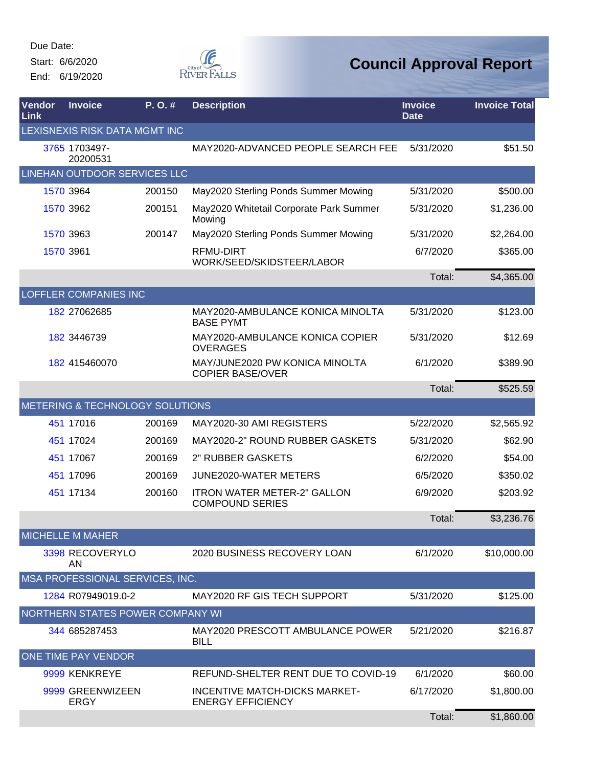Due Date:
Start: 6/6/2020
End: 6/19/2020

City of River Falls

# Council Approval Report

| Vendor Link | Invoice | P. O. # | Description | Invoice Date | Invoice Total |
|---|---|---|---|---|---|
| LEXISNEXIS RISK DATA MGMT INC | | | | | |
| 3765 | 1703497-20200531 | | MAY2020-ADVANCED PEOPLE SEARCH FEE | 5/31/2020 | $51.50 |
| LINEHAN OUTDOOR SERVICES LLC | | | | | |
| 1570 | 3964 | 200150 | May2020 Sterling Ponds Summer Mowing | 5/31/2020 | $500.00 |
| 1570 | 3962 | 200151 | May2020 Whitetail Corporate Park Summer Mowing | 5/31/2020 | $1,236.00 |
| 1570 | 3963 | 200147 | May2020 Sterling Ponds Summer Mowing | 5/31/2020 | $2,264.00 |
| 1570 | 3961 | | RFMU-DIRT WORK/SEED/SKIDSTEER/LABOR | 6/7/2020 | $365.00 |
| | | | | Total: | $4,365.00 |
| LOFFLER COMPANIES INC | | | | | |
| 182 | 27062685 | | MAY2020-AMBULANCE KONICA MINOLTA BASE PYMT | 5/31/2020 | $123.00 |
| 182 | 3446739 | | MAY2020-AMBULANCE KONICA COPIER OVERAGES | 5/31/2020 | $12.69 |
| 182 | 415460070 | | MAY/JUNE2020 PW KONICA MINOLTA COPIER BASE/OVER | 6/1/2020 | $389.90 |
| | | | | Total: | $525.59 |
| METERING & TECHNOLOGY SOLUTIONS | | | | | |
| 451 | 17016 | 200169 | MAY2020-30 AMI REGISTERS | 5/22/2020 | $2,565.92 |
| 451 | 17024 | 200169 | MAY2020-2" ROUND RUBBER GASKETS | 5/31/2020 | $62.90 |
| 451 | 17067 | 200169 | 2" RUBBER GASKETS | 6/2/2020 | $54.00 |
| 451 | 17096 | 200169 | JUNE2020-WATER METERS | 6/5/2020 | $350.02 |
| 451 | 17134 | 200160 | ITRON WATER METER-2" GALLON COMPOUND SERIES | 6/9/2020 | $203.92 |
| | | | | Total: | $3,236.76 |
| MICHELLE M MAHER | | | | | |
| 3398 | RECOVERYLOAN | | 2020 BUSINESS RECOVERY LOAN | 6/1/2020 | $10,000.00 |
| MSA PROFESSIONAL SERVICES, INC. | | | | | |
| 1284 | R07949019.0-2 | | MAY2020 RF GIS TECH SUPPORT | 5/31/2020 | $125.00 |
| NORTHERN STATES POWER COMPANY WI | | | | | |
| 344 | 685287453 | | MAY2020 PRESCOTT AMBULANCE POWER BILL | 5/21/2020 | $216.87 |
| ONE TIME PAY VENDOR | | | | | |
| 9999 | KENKREYE | | REFUND-SHELTER RENT DUE TO COVID-19 | 6/1/2020 | $60.00 |
| 9999 | GREENWIZEENERGY | | INCENTIVE MATCH-DICKS MARKET-ENERGY EFFICIENCY | 6/17/2020 | $1,800.00 |
| | | | | Total: | $1,860.00 |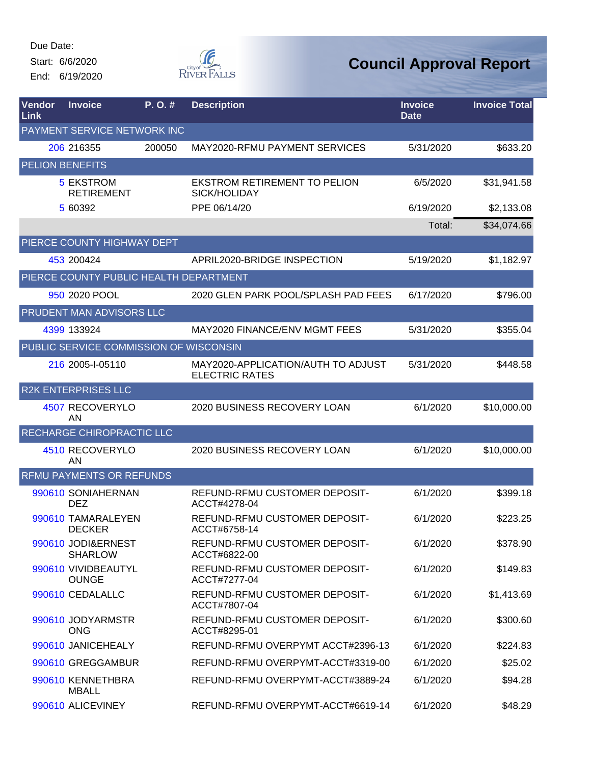Due Date:
Start: 6/6/2020
End: 6/19/2020

# Council Approval Report

| Vendor Link | Invoice | P. O. # | Description | Invoice Date | Invoice Total |
|---|---|---|---|---|---|
| PAYMENT SERVICE NETWORK INC | | | | | |
| 206 | 216355 | 200050 | MAY2020-RFMU PAYMENT SERVICES | 5/31/2020 | $633.20 |
| PELION BENEFITS | | | | | |
| 5 | EKSTROM RETIREMENT | | EKSTROM RETIREMENT TO PELION SICK/HOLIDAY | 6/5/2020 | $31,941.58 |
| 5 | 60392 | | PPE 06/14/20 | 6/19/2020 | $2,133.08 |
| | | | | Total: | $34,074.66 |
| PIERCE COUNTY HIGHWAY DEPT | | | | | |
| 453 | 200424 | | APRIL2020-BRIDGE INSPECTION | 5/19/2020 | $1,182.97 |
| PIERCE COUNTY PUBLIC HEALTH DEPARTMENT | | | | | |
| 950 | 2020 POOL | | 2020 GLEN PARK POOL/SPLASH PAD FEES | 6/17/2020 | $796.00 |
| PRUDENT MAN ADVISORS LLC | | | | | |
| 4399 | 133924 | | MAY2020 FINANCE/ENV MGMT FEES | 5/31/2020 | $355.04 |
| PUBLIC SERVICE COMMISSION OF WISCONSIN | | | | | |
| 216 | 2005-I-05110 | | MAY2020-APPLICATION/AUTH TO ADJUST ELECTRIC RATES | 5/31/2020 | $448.58 |
| R2K ENTERPRISES LLC | | | | | |
| 4507 | RECOVERYLOAN | | 2020 BUSINESS RECOVERY LOAN | 6/1/2020 | $10,000.00 |
| RECHARGE CHIROPRACTIC LLC | | | | | |
| 4510 | RECOVERYLOAN | | 2020 BUSINESS RECOVERY LOAN | 6/1/2020 | $10,000.00 |
| RFMU PAYMENTS OR REFUNDS | | | | | |
| 990610 | SONIAHERNANDEZ | | REFUND-RFMU CUSTOMER DEPOSIT-ACCT#4278-04 | 6/1/2020 | $399.18 |
| 990610 | TAMARALEYENDECKER | | REFUND-RFMU CUSTOMER DEPOSIT-ACCT#6758-14 | 6/1/2020 | $223.25 |
| 990610 | JODI&ERNESTSHARLOW | | REFUND-RFMU CUSTOMER DEPOSIT-ACCT#6822-00 | 6/1/2020 | $378.90 |
| 990610 | VIVIDBEAUTYLOUNGE | | REFUND-RFMU CUSTOMER DEPOSIT-ACCT#7277-04 | 6/1/2020 | $149.83 |
| 990610 | CEDALALLC | | REFUND-RFMU CUSTOMER DEPOSIT-ACCT#7807-04 | 6/1/2020 | $1,413.69 |
| 990610 | JODYARMSTRONG | | REFUND-RFMU CUSTOMER DEPOSIT-ACCT#8295-01 | 6/1/2020 | $300.60 |
| 990610 | JANICEHEALY | | REFUND-RFMU OVERPYMT ACCT#2396-13 | 6/1/2020 | $224.83 |
| 990610 | GREGGAMBUR | | REFUND-RFMU OVERPYMT-ACCT#3319-00 | 6/1/2020 | $25.02 |
| 990610 | KENNETHBRAMBALL | | REFUND-RFMU OVERPYMT-ACCT#3889-24 | 6/1/2020 | $94.28 |
| 990610 | ALICEVINEY | | REFUND-RFMU OVERPYMT-ACCT#6619-14 | 6/1/2020 | $48.29 |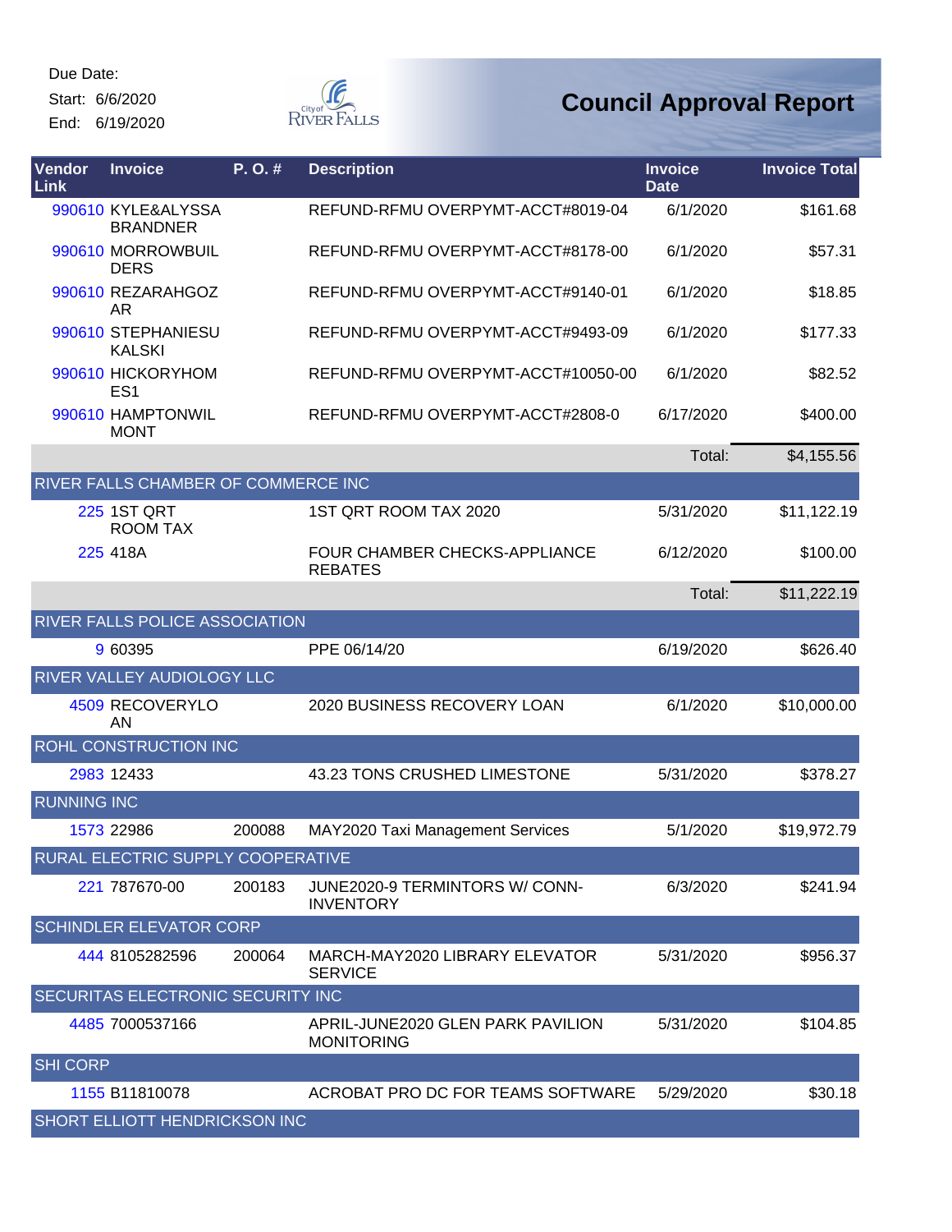Due Date:

Start: 6/6/2020

End: 6/19/2020

# Council Approval Report

| Vendor Link | Invoice | P. O. # | Description | Invoice Date | Invoice Total |
|---|---|---|---|---|---|
| 990610 | KYLE&ALYSSA BRANDNER | | REFUND-RFMU OVERPYMT-ACCT#8019-04 | 6/1/2020 | $161.68 |
| 990610 | MORROWBUILDERS | | REFUND-RFMU OVERPYMT-ACCT#8178-00 | 6/1/2020 | $57.31 |
| 990610 | REZARAHGOZAR | | REFUND-RFMU OVERPYMT-ACCT#9140-01 | 6/1/2020 | $18.85 |
| 990610 | STEPHANIESUKALSKI | | REFUND-RFMU OVERPYMT-ACCT#9493-09 | 6/1/2020 | $177.33 |
| 990610 | HICKORYHOMES1 | | REFUND-RFMU OVERPYMT-ACCT#10050-00 | 6/1/2020 | $82.52 |
| 990610 | HAMPTONWILMONT | | REFUND-RFMU OVERPYMT-ACCT#2808-0 | 6/17/2020 | $400.00 |
| | | | | Total: | $4,155.56 |
| RIVER FALLS CHAMBER OF COMMERCE INC | | | | | |
| 225 | 1ST QRT ROOM TAX | | 1ST QRT ROOM TAX 2020 | 5/31/2020 | $11,122.19 |
| 225 | 418A | | FOUR CHAMBER CHECKS-APPLIANCE REBATES | 6/12/2020 | $100.00 |
| | | | | Total: | $11,222.19 |
| RIVER FALLS POLICE ASSOCIATION | | | | | |
| 9 | 60395 | | PPE 06/14/20 | 6/19/2020 | $626.40 |
| RIVER VALLEY AUDIOLOGY LLC | | | | | |
| 4509 | RECOVERYLOAN | | 2020 BUSINESS RECOVERY LOAN | 6/1/2020 | $10,000.00 |
| ROHL CONSTRUCTION INC | | | | | |
| 2983 | 12433 | | 43.23 TONS CRUSHED LIMESTONE | 5/31/2020 | $378.27 |
| RUNNING INC | | | | | |
| 1573 | 22986 | 200088 | MAY2020 Taxi Management Services | 5/1/2020 | $19,972.79 |
| RURAL ELECTRIC SUPPLY COOPERATIVE | | | | | |
| 221 | 787670-00 | 200183 | JUNE2020-9 TERMINTORS W/ CONN-INVENTORY | 6/3/2020 | $241.94 |
| SCHINDLER ELEVATOR CORP | | | | | |
| 444 | 8105282596 | 200064 | MARCH-MAY2020 LIBRARY ELEVATOR SERVICE | 5/31/2020 | $956.37 |
| SECURITAS ELECTRONIC SECURITY INC | | | | | |
| 4485 | 7000537166 | | APRIL-JUNE2020 GLEN PARK PAVILION MONITORING | 5/31/2020 | $104.85 |
| SHI CORP | | | | | |
| 1155 | B11810078 | | ACROBAT PRO DC FOR TEAMS SOFTWARE | 5/29/2020 | $30.18 |
| SHORT ELLIOTT HENDRICKSON INC | | | | | |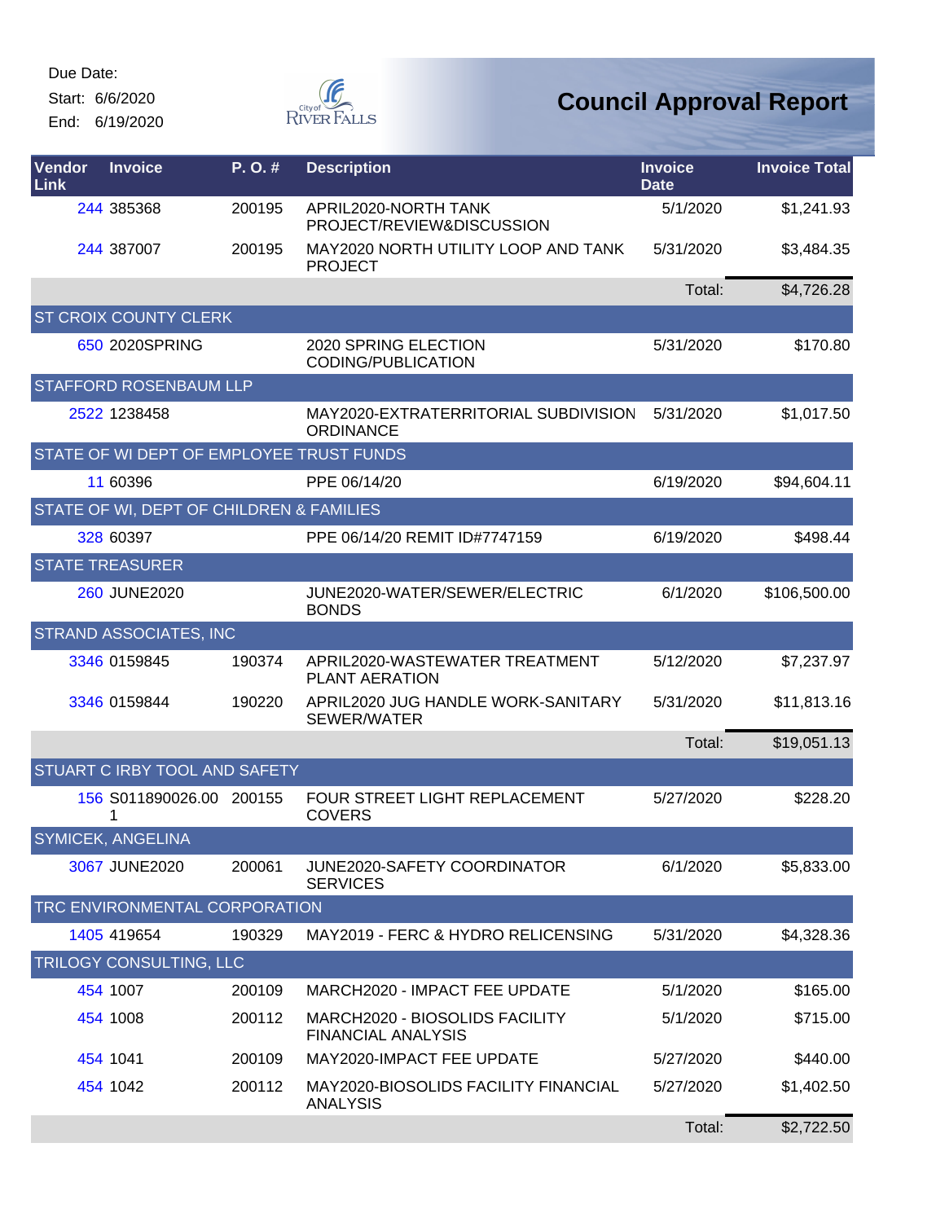Due Date:
Start: 6/6/2020
End: 6/19/2020

City of River Falls

# Council Approval Report

| Vendor Link | Invoice | P. O. # | Description | Invoice Date | Invoice Total |
|---|---|---|---|---|---|
| 244 | 385368 | 200195 | APRIL2020-NORTH TANK PROJECT/REVIEW&DISCUSSION | 5/1/2020 | $1,241.93 |
| 244 | 387007 | 200195 | MAY2020 NORTH UTILITY LOOP AND TANK PROJECT | 5/31/2020 | $3,484.35 |
| | | | | Total: | $4,726.28 |
| ST CROIX COUNTY CLERK | | | | | |
| 650 | 2020SPRING | | 2020 SPRING ELECTION CODING/PUBLICATION | 5/31/2020 | $170.80 |
| STAFFORD ROSENBAUM LLP | | | | | |
| 2522 | 1238458 | | MAY2020-EXTRATERRITORIAL SUBDIVISION ORDINANCE | 5/31/2020 | $1,017.50 |
| STATE OF WI DEPT OF EMPLOYEE TRUST FUNDS | | | | | |
| 11 | 60396 | | PPE 06/14/20 | 6/19/2020 | $94,604.11 |
| STATE OF WI, DEPT OF CHILDREN & FAMILIES | | | | | |
| 328 | 60397 | | PPE 06/14/20 REMIT ID#7747159 | 6/19/2020 | $498.44 |
| STATE TREASURER | | | | | |
| 260 | JUNE2020 | | JUNE2020-WATER/SEWER/ELECTRIC BONDS | 6/1/2020 | $106,500.00 |
| STRAND ASSOCIATES, INC | | | | | |
| 3346 | 0159845 | 190374 | APRIL2020-WASTEWATER TREATMENT PLANT AERATION | 5/12/2020 | $7,237.97 |
| 3346 | 0159844 | 190220 | APRIL2020 JUG HANDLE WORK-SANITARY SEWER/WATER | 5/31/2020 | $11,813.16 |
| | | | | Total: | $19,051.13 |
| STUART C IRBY TOOL AND SAFETY | | | | | |
| 156 | S011890026.001 | 200155 | FOUR STREET LIGHT REPLACEMENT COVERS | 5/27/2020 | $228.20 |
| SYMICEK, ANGELINA | | | | | |
| 3067 | JUNE2020 | 200061 | JUNE2020-SAFETY COORDINATOR SERVICES | 6/1/2020 | $5,833.00 |
| TRC ENVIRONMENTAL CORPORATION | | | | | |
| 1405 | 419654 | 190329 | MAY2019 - FERC & HYDRO RELICENSING | 5/31/2020 | $4,328.36 |
| TRILOGY CONSULTING, LLC | | | | | |
| 454 | 1007 | 200109 | MARCH2020 - IMPACT FEE UPDATE | 5/1/2020 | $165.00 |
| 454 | 1008 | 200112 | MARCH2020 - BIOSOLIDS FACILITY FINANCIAL ANALYSIS | 5/1/2020 | $715.00 |
| 454 | 1041 | 200109 | MAY2020-IMPACT FEE UPDATE | 5/27/2020 | $440.00 |
| 454 | 1042 | 200112 | MAY2020-BIOSOLIDS FACILITY FINANCIAL ANALYSIS | 5/27/2020 | $1,402.50 |
| | | | | Total: | $2,722.50 |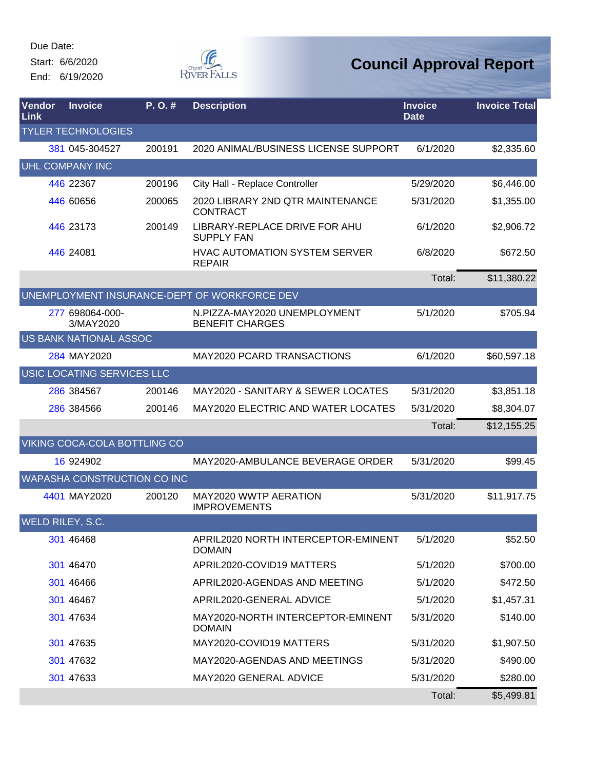Due Date:
Start: 6/6/2020
End: 6/19/2020

City of River Falls

# Council Approval Report

| Vendor Link | Invoice | P. O. # | Description | Invoice Date | Invoice Total |
|---|---|---|---|---|---|
| TYLER TECHNOLOGIES | | | | | |
| 381 | 045-304527 | 200191 | 2020 ANIMAL/BUSINESS LICENSE SUPPORT | 6/1/2020 | $2,335.60 |
| UHL COMPANY INC | | | | | |
| 446 | 22367 | 200196 | City Hall - Replace Controller | 5/29/2020 | $6,446.00 |
| 446 | 60656 | 200065 | 2020 LIBRARY 2ND QTR MAINTENANCE CONTRACT | 5/31/2020 | $1,355.00 |
| 446 | 23173 | 200149 | LIBRARY-REPLACE DRIVE FOR AHU SUPPLY FAN | 6/1/2020 | $2,906.72 |
| 446 | 24081 | | HVAC AUTOMATION SYSTEM SERVER REPAIR | 6/8/2020 | $672.50 |
| | | | | Total: | $11,380.22 |
| UNEMPLOYMENT INSURANCE-DEPT OF WORKFORCE DEV | | | | | |
| 277 | 698064-000-3/MAY2020 | | N.PIZZA-MAY2020 UNEMPLOYMENT BENEFIT CHARGES | 5/1/2020 | $705.94 |
| US BANK NATIONAL ASSOC | | | | | |
| 284 | MAY2020 | | MAY2020 PCARD TRANSACTIONS | 6/1/2020 | $60,597.18 |
| USIC LOCATING SERVICES LLC | | | | | |
| 286 | 384567 | 200146 | MAY2020 - SANITARY & SEWER LOCATES | 5/31/2020 | $3,851.18 |
| 286 | 384566 | 200146 | MAY2020 ELECTRIC AND WATER LOCATES | 5/31/2020 | $8,304.07 |
| | | | | Total: | $12,155.25 |
| VIKING COCA-COLA BOTTLING CO | | | | | |
| 16 | 924902 | | MAY2020-AMBULANCE BEVERAGE ORDER | 5/31/2020 | $99.45 |
| WAPASHA CONSTRUCTION CO INC | | | | | |
| 4401 | MAY2020 | 200120 | MAY2020 WWTP AERATION IMPROVEMENTS | 5/31/2020 | $11,917.75 |
| WELD RILEY, S.C. | | | | | |
| 301 | 46468 | | APRIL2020 NORTH INTERCEPTOR-EMINENT DOMAIN | 5/1/2020 | $52.50 |
| 301 | 46470 | | APRIL2020-COVID19 MATTERS | 5/1/2020 | $700.00 |
| 301 | 46466 | | APRIL2020-AGENDAS AND MEETING | 5/1/2020 | $472.50 |
| 301 | 46467 | | APRIL2020-GENERAL ADVICE | 5/1/2020 | $1,457.31 |
| 301 | 47634 | | MAY2020-NORTH INTERCEPTOR-EMINENT DOMAIN | 5/31/2020 | $140.00 |
| 301 | 47635 | | MAY2020-COVID19 MATTERS | 5/31/2020 | $1,907.50 |
| 301 | 47632 | | MAY2020-AGENDAS AND MEETINGS | 5/31/2020 | $490.00 |
| 301 | 47633 | | MAY2020 GENERAL ADVICE | 5/31/2020 | $280.00 |
| | | | | Total: | $5,499.81 |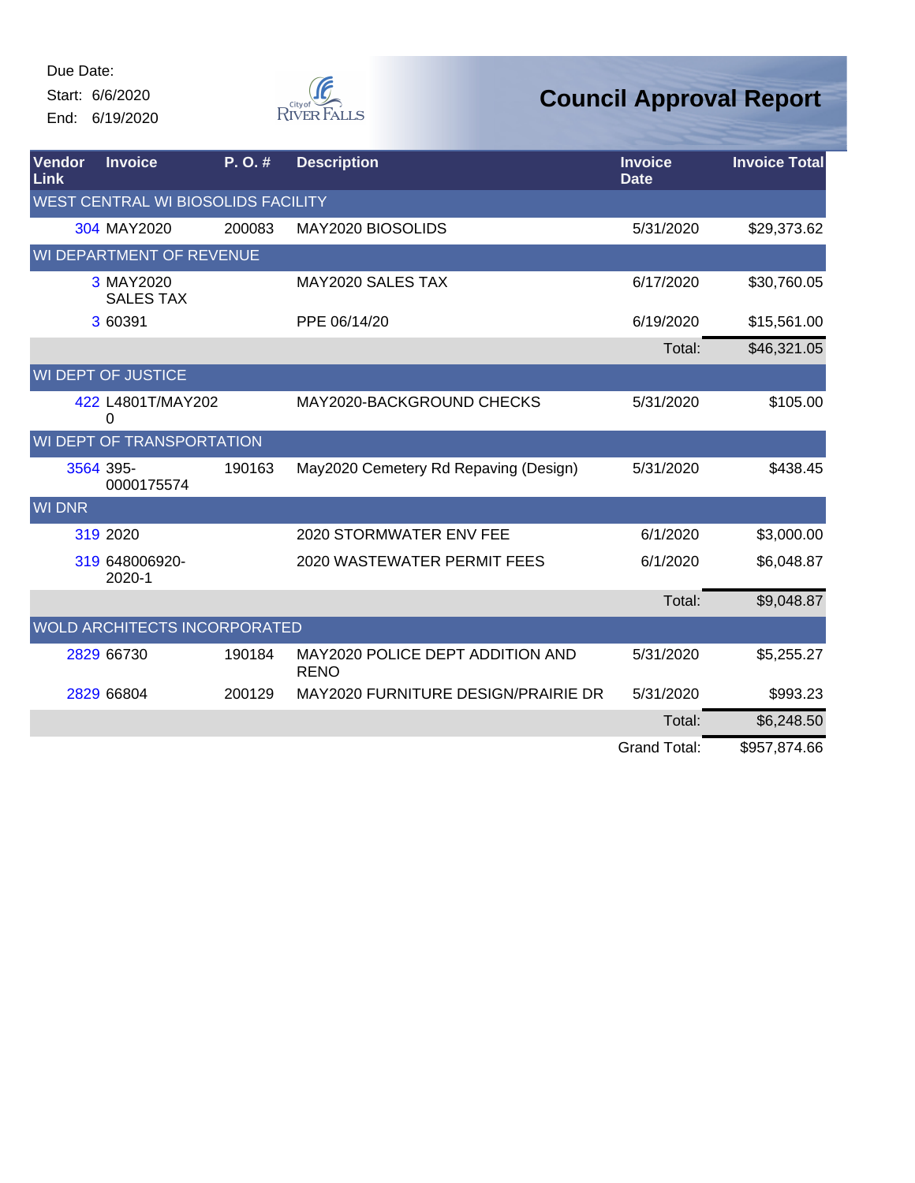Due Date:
Start: 6/6/2020
End: 6/19/2020

City of River Falls

# Council Approval Report

| Vendor Link | Invoice | P. O. # | Description | Invoice Date | Invoice Total |
|---|---|---|---|---|---|
| WEST CENTRAL WI BIOSOLIDS FACILITY | | | | | |
| 304 | MAY2020 | 200083 | MAY2020 BIOSOLIDS | 5/31/2020 | $29,373.62 |
| WI DEPARTMENT OF REVENUE | | | | | |
| 3 | MAY2020 SALES TAX | | MAY2020 SALES TAX | 6/17/2020 | $30,760.05 |
| 3 | 60391 | | PPE 06/14/20 | 6/19/2020 | $15,561.00 |
| | | | | Total: | $46,321.05 |
| WI DEPT OF JUSTICE | | | | | |
| 422 | L4801T/MAY2020 | | MAY2020-BACKGROUND CHECKS | 5/31/2020 | $105.00 |
| WI DEPT OF TRANSPORTATION | | | | | |
| 3564 | 395-0000175574 | 190163 | May2020 Cemetery Rd Repaving (Design) | 5/31/2020 | $438.45 |
| WI DNR | | | | | |
| 319 | 2020 | | 2020 STORMWATER ENV FEE | 6/1/2020 | $3,000.00 |
| 319 | 648006920-2020-1 | | 2020 WASTEWATER PERMIT FEES | 6/1/2020 | $6,048.87 |
| | | | | Total: | $9,048.87 |
| WOLD ARCHITECTS INCORPORATED | | | | | |
| 2829 | 66730 | 190184 | MAY2020 POLICE DEPT ADDITION AND RENO | 5/31/2020 | $5,255.27 |
| 2829 | 66804 | 200129 | MAY2020 FURNITURE DESIGN/PRAIRIE DR | 5/31/2020 | $993.23 |
| | | | | Total: | $6,248.50 |
| | | | | Grand Total: | $957,874.66 |